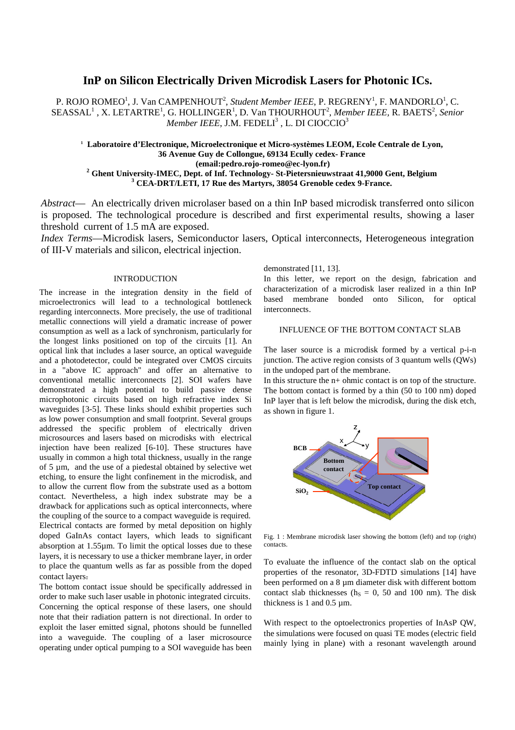# InP on Silicon Electrically Driven Microdisk Lasers for Photonic ICs.

P. ROJO ROMEO[1], J. Van CAMPENHOUT[2], *Student Member IEEE*, P. REGRENY[1], F. MANDORLO[1], C. SEASSAL[1] , X. LETARTRE[1], G. HOLLINGER[1], D. Van THOURHOUT[2], *Member IEEE*, R. BAETS[2], *Senior Member IEEE*, J.M. FEDELI[3] , L. DI CIOCCIO[3]

**[1] Laboratoire d'Electronique, Microelectronique et Micro-systèmes LEOM, Ecole Centrale de Lyon, 36 Avenue Guy de Collongue, 69134 Ecully cedex- France**
**(email:pedro.rojo-romeo@ec-lyon.fr)**
**[2] Ghent University-IMEC, Dept. of Inf. Technology- St-Pietersnieuwstraat 41,9000 Gent, Belgium**
**[3] CEA-DRT/LETI, 17 Rue des Martyrs, 38054 Grenoble cedex 9-France.**

*Abstract*— An electrically driven microlaser based on a thin InP based microdisk transferred onto silicon is proposed. The technological procedure is described and first experimental results, showing a laser threshold current of 1.5 mA are exposed.

*Index Terms*—Microdisk lasers, Semiconductor lasers, Optical interconnects, Heterogeneous integration of III-V materials and silicon, electrical injection.

## INTRODUCTION

The increase in the integration density in the field of microelectronics will lead to a technological bottleneck regarding interconnects. More precisely, the use of traditional metallic connections will yield a dramatic increase of power consumption as well as a lack of synchronism, particularly for the longest links positioned on top of the circuits [1]. An optical link that includes a laser source, an optical waveguide and a photodetector, could be integrated over CMOS circuits in a "above IC approach" and offer an alternative to conventional metallic interconnects [2]. SOI wafers have demonstrated a high potential to build passive dense microphotonic circuits based on high refractive index Si waveguides [3-5]. These links should exhibit properties such as low power consumption and small footprint. Several groups addressed the specific problem of electrically driven microsources and lasers based on microdisks with electrical injection have been realized [6-10]. These structures have usually in common a high total thickness, usually in the range of 5 µm, and the use of a piedestal obtained by selective wet etching, to ensure the light confinement in the microdisk, and to allow the current flow from the substrate used as a bottom contact. Nevertheless, a high index substrate may be a drawback for applications such as optical interconnects, where the coupling of the source to a compact waveguide is required. Electrical contacts are formed by metal deposition on highly doped GaInAs contact layers, which leads to significant absorption at 1.55µm. To limit the optical losses due to these layers, it is necessary to use a thicker membrane layer, in order to place the quantum wells as far as possible from the doped contact layers.

The bottom contact issue should be specifically addressed in order to make such laser usable in photonic integrated circuits. Concerning the optical response of these lasers, one should note that their radiation pattern is not directional. In order to exploit the laser emitted signal, photons should be funnelled into a waveguide. The coupling of a laser microsource operating under optical pumping to a SOI waveguide has been demonstrated [11, 13].

In this letter, we report on the design, fabrication and characterization of a microdisk laser realized in a thin InP based membrane bonded onto Silicon, for optical interconnects.

## INFLUENCE OF THE BOTTOM CONTACT SLAB

The laser source is a microdisk formed by a vertical p-i-n junction. The active region consists of 3 quantum wells (QWs) in the undoped part of the membrane.

In this structure the n+ ohmic contact is on top of the structure. The bottom contact is formed by a thin (50 to 100 nm) doped InP layer that is left below the microdisk, during the disk etch, as shown in figure 1.

Fig. 1 : Membrane microdisk laser showing the bottom (left) and top (right) contacts.

To evaluate the influence of the contact slab on the optical properties of the resonator, 3D-FDTD simulations [14] have been performed on a 8 µm diameter disk with different bottom contact slab thicknesses ($h_S$ = 0, 50 and 100 nm). The disk thickness is 1 and 0.5 µm.

With respect to the optoelectronics properties of InAsP QW, the simulations were focused on quasi TE modes (electric field mainly lying in plane) with a resonant wavelength around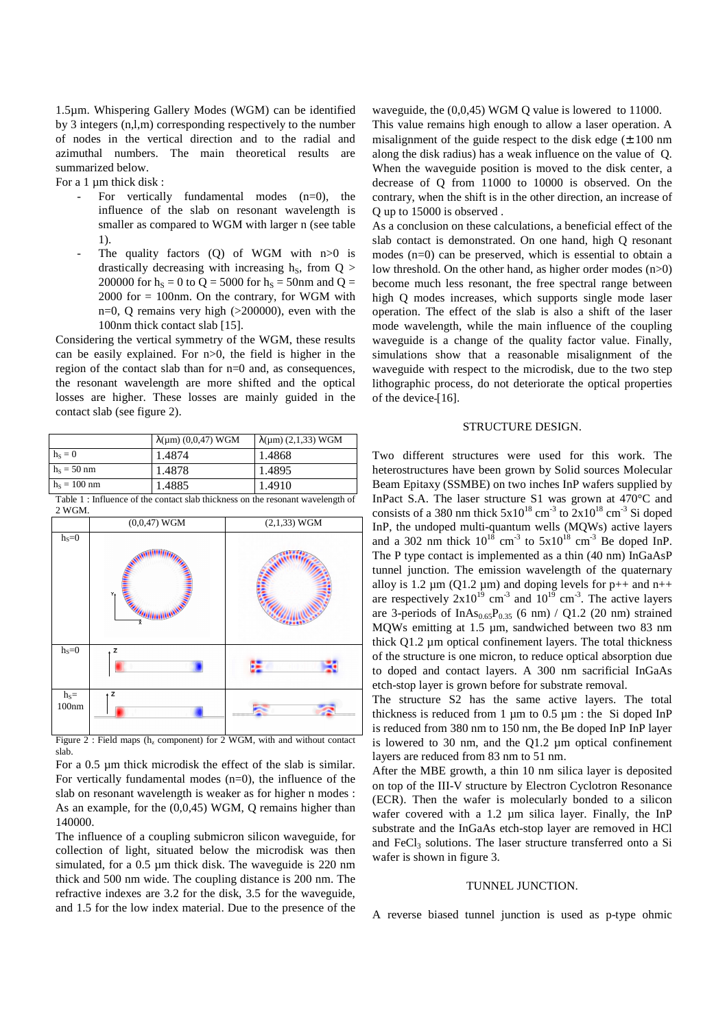1.5µm. Whispering Gallery Modes (WGM) can be identified by 3 integers (n,l,m) corresponding respectively to the number of nodes in the vertical direction and to the radial and azimuthal numbers. The main theoretical results are summarized below.

For a 1 µm thick disk :

- For vertically fundamental modes (n=0), the influence of the slab on resonant wavelength is smaller as compared to WGM with larger n (see table 1).
- The quality factors (Q) of WGM with n>0 is drastically decreasing with increasing $h_S$, from Q > 200000 for $h_S$ = 0 to Q = 5000 for $h_S$ = 50nm and Q = 2000 for = 100nm. On the contrary, for WGM with n=0, Q remains very high (>200000), even with the 100nm thick contact slab [15].

Considering the vertical symmetry of the WGM, these results can be easily explained. For n>0, the field is higher in the region of the contact slab than for n=0 and, as consequences, the resonant wavelength are more shifted and the optical losses are higher. These losses are mainly guided in the contact slab (see figure 2).

| | λ(µm) (0,0,47) WGM | λ(µm) (2,1,33) WGM |
|---|---|---|
| $h_S$ = 0 | 1.4874 | 1.4868 |
| $h_S$ = 50 nm | 1.4878 | 1.4895 |
| $h_S$ = 100 nm | 1.4885 | 1.4910 |

Table 1 : Influence of the contact slab thickness on the resonant wavelength of 2 WGM.

Figure 2 : Field maps ($h_z$ component) for 2 WGM, with and without contact slab.

For a 0.5 µm thick microdisk the effect of the slab is similar. For vertically fundamental modes (n=0), the influence of the slab on resonant wavelength is weaker as for higher n modes : As an example, for the (0,0,45) WGM, Q remains higher than 140000.

The influence of a coupling submicron silicon waveguide, for collection of light, situated below the microdisk was then simulated, for a 0.5 µm thick disk. The waveguide is 220 nm thick and 500 nm wide. The coupling distance is 200 nm. The refractive indexes are 3.2 for the disk, 3.5 for the waveguide, and 1.5 for the low index material. Due to the presence of the waveguide, the (0,0,45) WGM Q value is lowered to 11000. This value remains high enough to allow a laser operation. A misalignment of the guide respect to the disk edge (± 100 nm along the disk radius) has a weak influence on the value of Q. When the waveguide position is moved to the disk center, a decrease of Q from 11000 to 10000 is observed. On the contrary, when the shift is in the other direction, an increase of Q up to 15000 is observed .

As a conclusion on these calculations, a beneficial effect of the slab contact is demonstrated. On one hand, high Q resonant modes (n=0) can be preserved, which is essential to obtain a low threshold. On the other hand, as higher order modes (n>0) become much less resonant, the free spectral range between high Q modes increases, which supports single mode laser operation. The effect of the slab is also a shift of the laser mode wavelength, while the main influence of the coupling waveguide is a change of the quality factor value. Finally, simulations show that a reasonable misalignment of the waveguide with respect to the microdisk, due to the two step lithographic process, do not deteriorate the optical properties of the device [16].

## STRUCTURE DESIGN.

Two different structures were used for this work. The heterostructures have been grown by Solid sources Molecular Beam Epitaxy (SSMBE) on two inches InP wafers supplied by InPact S.A. The laser structure S1 was grown at 470°C and consists of a 380 nm thick $5x10^{18}$ $cm^{-3}$ to $2x10^{18}$ $cm^{-3}$ Si doped InP, the undoped multi-quantum wells (MQWs) active layers and a 302 nm thick $10^{18}$ $cm^{-3}$ to $5x10^{18}$ $cm^{-3}$ Be doped InP. The P type contact is implemented as a thin (40 nm) InGaAsP tunnel junction. The emission wavelength of the quaternary alloy is 1.2 µm (Q1.2 µm) and doping levels for p++ and n++ are respectively $2x10^{19}$ $cm^{-3}$ and $10^{19}$ $cm^{-3}$. The active layers are 3-periods of $InAs_{0.65}P_{0.35}$ (6 nm) / Q1.2 (20 nm) strained MQWs emitting at 1.5 µm, sandwiched between two 83 nm thick Q1.2 µm optical confinement layers. The total thickness of the structure is one micron, to reduce optical absorption due to doped and contact layers. A 300 nm sacrificial InGaAs etch-stop layer is grown before for substrate removal.

The structure S2 has the same active layers. The total thickness is reduced from 1 µm to 0.5 µm : the Si doped InP is reduced from 380 nm to 150 nm, the Be doped InP InP layer is lowered to 30 nm, and the Q1.2 µm optical confinement layers are reduced from 83 nm to 51 nm.

After the MBE growth, a thin 10 nm silica layer is deposited on top of the III-V structure by Electron Cyclotron Resonance (ECR). Then the wafer is molecularly bonded to a silicon wafer covered with a 1.2 µm silica layer. Finally, the InP substrate and the InGaAs etch-stop layer are removed in HCl and $FeCl_3$ solutions. The laser structure transferred onto a Si wafer is shown in figure 3.

## TUNNEL JUNCTION.

A reverse biased tunnel junction is used as p-type ohmic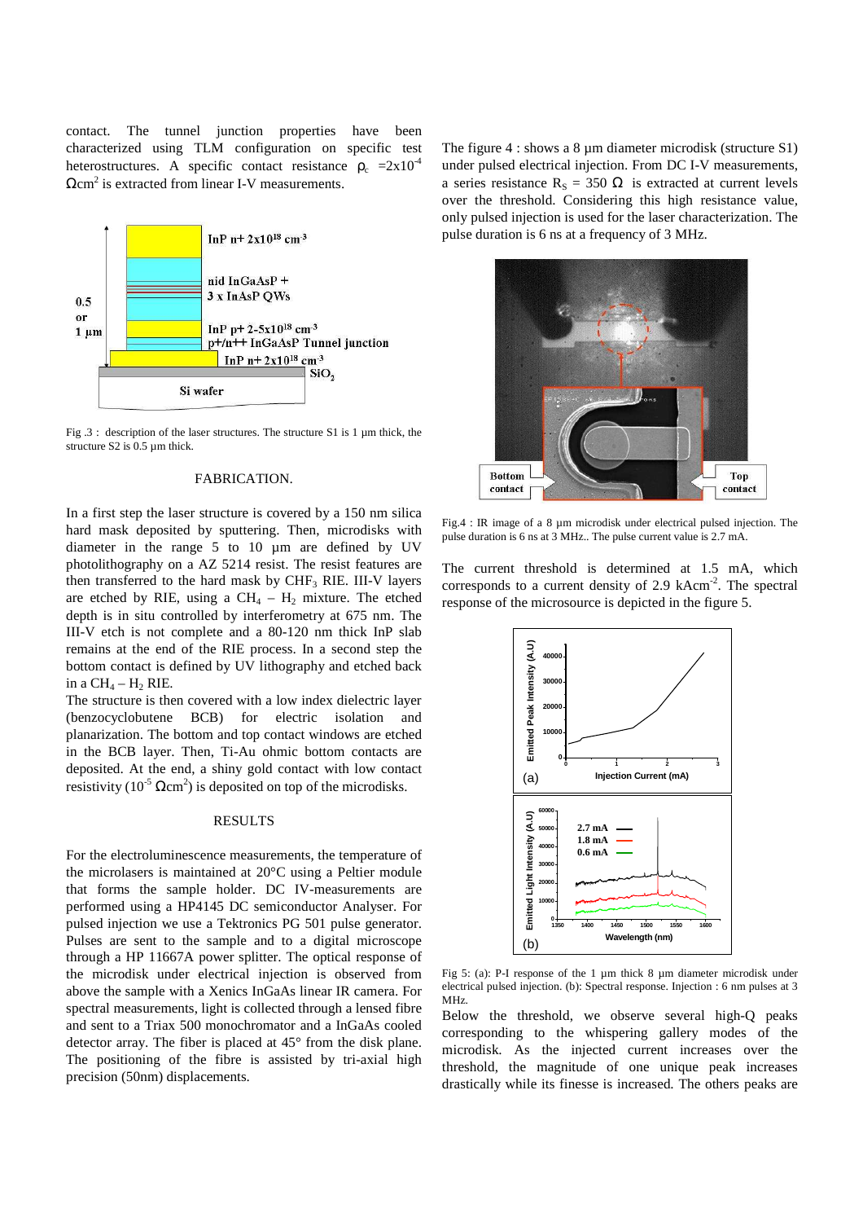contact. The tunnel junction properties have been characterized using TLM configuration on specific test heterostructures. A specific contact resistance $\rho_c$ =2x10$^{-4}$ $\Omega$cm$^2$ is extracted from linear I-V measurements.

Fig .3 : description of the laser structures. The structure S1 is 1 µm thick, the structure S2 is 0.5 µm thick.

## FABRICATION.

In a first step the laser structure is covered by a 150 nm silica hard mask deposited by sputtering. Then, microdisks with diameter in the range 5 to 10 µm are defined by UV photolithography on a AZ 5214 resist. The resist features are then transferred to the hard mask by $CHF_3$ RIE. III-V layers are etched by RIE, using a $CH_4$ – $H_2$ mixture. The etched depth is in situ controlled by interferometry at 675 nm. The III-V etch is not complete and a 80-120 nm thick InP slab remains at the end of the RIE process. In a second step the bottom contact is defined by UV lithography and etched back in a $CH_4$ – $H_2$ RIE.

The structure is then covered with a low index dielectric layer (benzocyclobutene BCB) for electric isolation and planarization. The bottom and top contact windows are etched in the BCB layer. Then, Ti-Au ohmic bottom contacts are deposited. At the end, a shiny gold contact with low contact resistivity (10$^{-5}$ $\Omega$cm$^2$) is deposited on top of the microdisks.

## RESULTS

For the electroluminescence measurements, the temperature of the microlasers is maintained at 20°C using a Peltier module that forms the sample holder. DC IV-measurements are performed using a HP4145 DC semiconductor Analyser. For pulsed injection we use a Tektronics PG 501 pulse generator. Pulses are sent to the sample and to a digital microscope through a HP 11667A power splitter. The optical response of the microdisk under electrical injection is observed from above the sample with a Xenics InGaAs linear IR camera. For spectral measurements, light is collected through a lensed fibre and sent to a Triax 500 monochromator and a InGaAs cooled detector array. The fiber is placed at 45° from the disk plane. The positioning of the fibre is assisted by tri-axial high precision (50nm) displacements.

The figure 4 : shows a 8 µm diameter microdisk (structure S1) under pulsed electrical injection. From DC I-V measurements, a series resistance $R_S$ = 350 $\Omega$ is extracted at current levels over the threshold. Considering this high resistance value, only pulsed injection is used for the laser characterization. The pulse duration is 6 ns at a frequency of 3 MHz.

Fig.4 : IR image of a 8 µm microdisk under electrical pulsed injection. The pulse duration is 6 ns at 3 MHz.. The pulse current value is 2.7 mA.

The current threshold is determined at 1.5 mA, which corresponds to a current density of 2.9 kAcm$^{-2}$. The spectral response of the microsource is depicted in the figure 5.

Fig 5: (a): P-I response of the 1 µm thick 8 µm diameter microdisk under electrical pulsed injection. (b): Spectral response. Injection : 6 nm pulses at 3 MHz.

Below the threshold, we observe several high-Q peaks corresponding to the whispering gallery modes of the microdisk. As the injected current increases over the threshold, the magnitude of one unique peak increases drastically while its finesse is increased. The others peaks are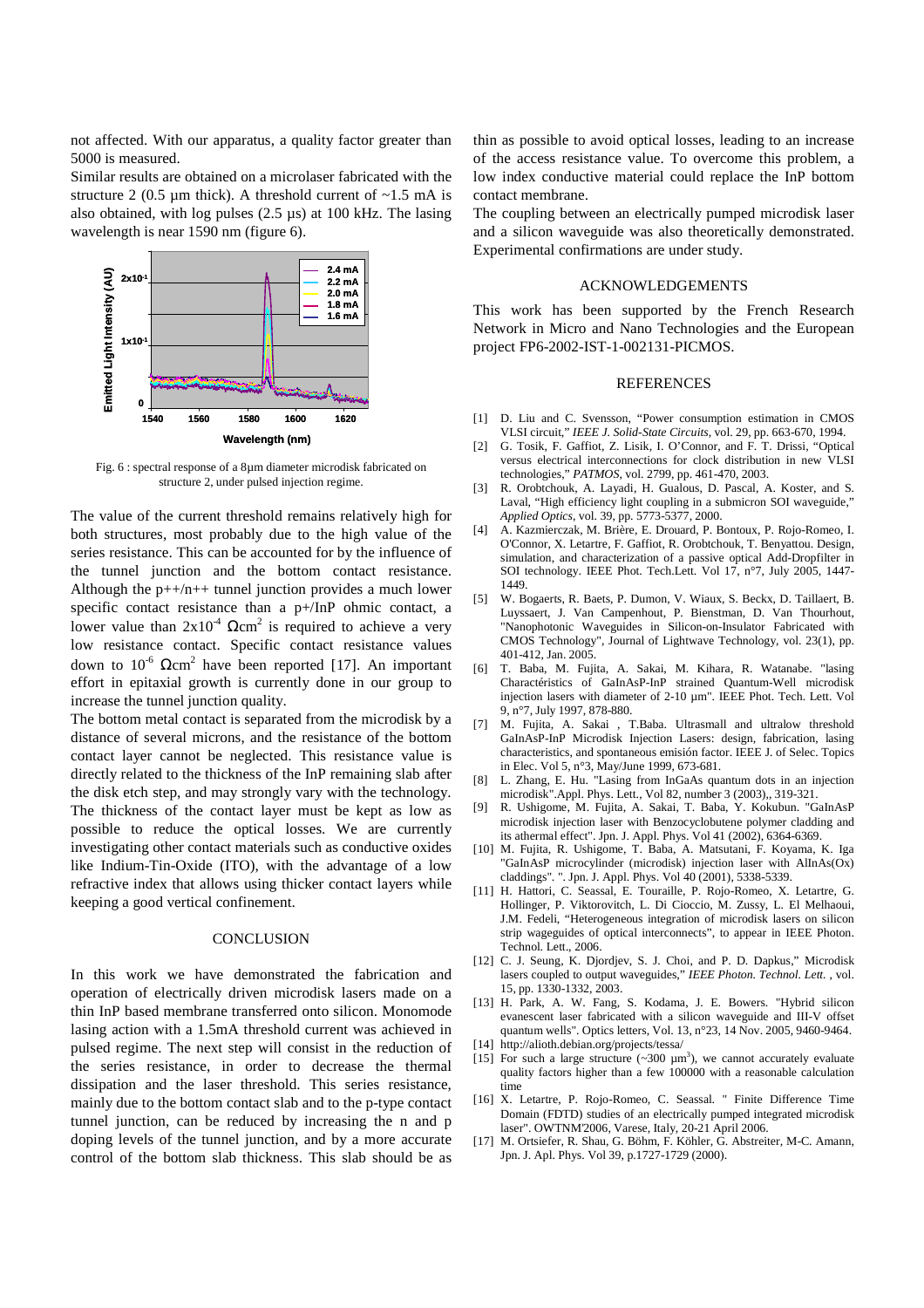not affected. With our apparatus, a quality factor greater than 5000 is measured.

Similar results are obtained on a microlaser fabricated with the structure 2 (0.5 µm thick). A threshold current of ~1.5 mA is also obtained, with log pulses (2.5 µs) at 100 kHz. The lasing wavelength is near 1590 nm (figure 6).

Emitted Light Intensity (AU)

$2x10^{-1}$

$1x10^{-1}$

0

1540 1560 1580 1600 1620

Wavelength (nm)

2.4 mA
2.2 mA
2.0 mA
1.8 mA
1.6 mA

Fig. 6 : spectral response of a 8µm diameter microdisk fabricated on structure 2, under pulsed injection regime.

The value of the current threshold remains relatively high for both structures, most probably due to the high value of the series resistance. This can be accounted for by the influence of the tunnel junction and the bottom contact resistance. Although the p++/n++ tunnel junction provides a much lower specific contact resistance than a p+/InP ohmic contact, a lower value than $2x10^{-4}$ $\Omega cm^2$ is required to achieve a very low resistance contact. Specific contact resistance values down to $10^{-6}$ $\Omega cm^2$ have been reported [17]. An important effort in epitaxial growth is currently done in our group to increase the tunnel junction quality.

The bottom metal contact is separated from the microdisk by a distance of several microns, and the resistance of the bottom contact layer cannot be neglected. This resistance value is directly related to the thickness of the InP remaining slab after the disk etch step, and may strongly vary with the technology. The thickness of the contact layer must be kept as low as possible to reduce the optical losses. We are currently investigating other contact materials such as conductive oxides like Indium-Tin-Oxide (ITO), with the advantage of a low refractive index that allows using thicker contact layers while keeping a good vertical confinement.

## CONCLUSION

In this work we have demonstrated the fabrication and operation of electrically driven microdisk lasers made on a thin InP based membrane transferred onto silicon. Monomode lasing action with a 1.5mA threshold current was achieved in pulsed regime. The next step will consist in the reduction of the series resistance, in order to decrease the thermal dissipation and the laser threshold. This series resistance, mainly due to the bottom contact slab and to the p-type contact tunnel junction, can be reduced by increasing the n and p doping levels of the tunnel junction, and by a more accurate control of the bottom slab thickness. This slab should be as thin as possible to avoid optical losses, leading to an increase of the access resistance value. To overcome this problem, a low index conductive material could replace the InP bottom contact membrane.

The coupling between an electrically pumped microdisk laser and a silicon waveguide was also theoretically demonstrated. Experimental confirmations are under study.

## ACKNOWLEDGEMENTS

This work has been supported by the French Research Network in Micro and Nano Technologies and the European project FP6-2002-IST-1-002131-PICMOS.

## REFERENCES

[1] D. Liu and C. Svensson, "Power consumption estimation in CMOS VLSI circuit," *IEEE J. Solid-State Circuits*, vol. 29, pp. 663-670, 1994.

[2] G. Tosik, F. Gaffiot, Z. Lisik, I. O'Connor, and F. T. Drissi, "Optical versus electrical interconnections for clock distribution in new VLSI technologies," *PATMOS*, vol. 2799, pp. 461-470, 2003.

[3] R. Orobtchouk, A. Layadi, H. Gualous, D. Pascal, A. Koster, and S. Laval, "High efficiency light coupling in a submicron SOI waveguide," *Applied Optics*, vol. 39, pp. 5773-5377, 2000.

[4] A. Kazmierczak, M. Brière, E. Drouard, P. Bontoux, P. Rojo-Romeo, I. O'Connor, X. Letartre, F. Gaffiot, R. Orobtchouk, T. Benyattou. Design, simulation, and characterization of a passive optical Add-Dropfilter in SOI technology. IEEE Phot. Tech.Lett. Vol 17, n°7, July 2005, 1447-1449.

[5] W. Bogaerts, R. Baets, P. Dumon, V. Wiaux, S. Beckx, D. Taillaert, B. Luyssaert, J. Van Campenhout, P. Bienstman, D. Van Thourhout, "Nanophotonic Waveguides in Silicon-on-Insulator Fabricated with CMOS Technology", Journal of Lightwave Technology, vol. 23(1), pp. 401-412, Jan. 2005.

[6] T. Baba, M. Fujita, A. Sakai, M. Kihara, R. Watanabe. "lasing Charactéristics of GaInAsP-InP strained Quantum-Well microdisk injection lasers with diameter of 2-10 µm". IEEE Phot. Tech. Lett. Vol 9, n°7, July 1997, 878-880.

[7] M. Fujita, A. Sakai , T.Baba. Ultrasmall and ultralow threshold GaInAsP-InP Microdisk Injection Lasers: design, fabrication, lasing characteristics, and spontaneous emisión factor. IEEE J. of Selec. Topics in Elec. Vol 5, n°3, May/June 1999, 673-681.

[8] L. Zhang, E. Hu. "Lasing from InGaAs quantum dots in an injection microdisk".Appl. Phys. Lett., Vol 82, number 3 (2003),, 319-321.

[9] R. Ushigome, M. Fujita, A. Sakai, T. Baba, Y. Kokubun. "GaInAsP microdisk injection laser with Benzocyclobutene polymer cladding and its athermal effect". Jpn. J. Appl. Phys. Vol 41 (2002), 6364-6369.

[10] M. Fujita, R. Ushigome, T. Baba, A. Matsutani, F. Koyama, K. Iga "GaInAsP microcylinder (microdisk) injection laser with AlInAs(Ox) claddings". ". Jpn. J. Appl. Phys. Vol 40 (2001), 5338-5339.

[11] H. Hattori, C. Seassal, E. Touraille, P. Rojo-Romeo, X. Letartre, G. Hollinger, P. Viktorovitch, L. Di Cioccio, M. Zussy, L. El Melhaoui, J.M. Fedeli, "Heterogeneous integration of microdisk lasers on silicon strip wageguides of optical interconnects", to appear in IEEE Photon. Technol. Lett., 2006.

[12] C. J. Seung, K. Djordjev, S. J. Choi, and P. D. Dapkus," Microdisk lasers coupled to output waveguides," *IEEE Photon. Technol. Lett.* , vol. 15, pp. 1330-1332, 2003.

[13] H. Park, A. W. Fang, S. Kodama, J. E. Bowers. "Hybrid silicon evanescent laser fabricated with a silicon waveguide and III-V offset quantum wells". Optics letters, Vol. 13, n°23, 14 Nov. 2005, 9460-9464.

[14] http://alioth.debian.org/projects/tessa/

[15] For such a large structure (~300 $\mu m^3$), we cannot accurately evaluate quality factors higher than a few 100000 with a reasonable calculation time

[16] X. Letartre, P. Rojo-Romeo, C. Seassal. " Finite Difference Time Domain (FDTD) studies of an electrically pumped integrated microdisk laser". OWTNM'2006, Varese, Italy, 20-21 April 2006.

[17] M. Ortsiefer, R. Shau, G. Böhm, F. Köhler, G. Abstreiter, M-C. Amann, Jpn. J. Apl. Phys. Vol 39, p.1727-1729 (2000).